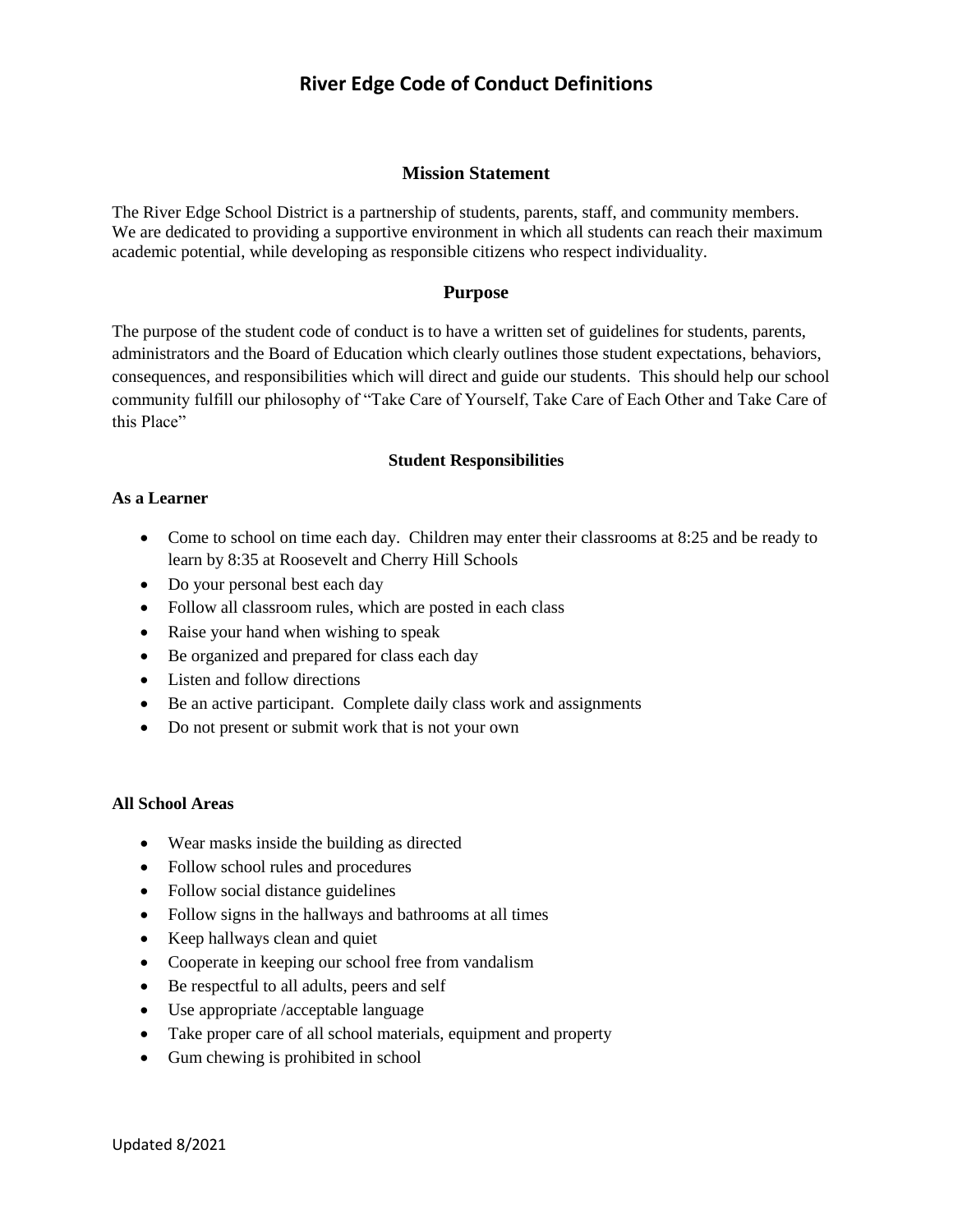# River Edge Code of Conduct Definitions

## Mission Statement

The River Edge School District is a partnership of students, parents, staff, and community members. We are dedicated to providing a supportive environment in which all students can reach their maximum academic potential, while developing as responsible citizens who respect individuality.

## Purpose

The purpose of the student code of conduct is to have a written set of guidelines for students, parents, administrators and the Board of Education which clearly outlines those student expectations, behaviors, consequences, and responsibilities which will direct and guide our students. This should help our school community fulfill our philosophy of "Take Care of Yourself, Take Care of Each Other and Take Care of this Place"

### Student Responsibilities

**As a Learner**

- Come to school on time each day. Children may enter their classrooms at 8:25 and be ready to learn by 8:35 at Roosevelt and Cherry Hill Schools
- Do your personal best each day
- Follow all classroom rules, which are posted in each class
- Raise your hand when wishing to speak
- Be organized and prepared for class each day
- Listen and follow directions
- Be an active participant. Complete daily class work and assignments
- Do not present or submit work that is not your own

**All School Areas**

- Wear masks inside the building as directed
- Follow school rules and procedures
- Follow social distance guidelines
- Follow signs in the hallways and bathrooms at all times
- Keep hallways clean and quiet
- Cooperate in keeping our school free from vandalism
- Be respectful to all adults, peers and self
- Use appropriate /acceptable language
- Take proper care of all school materials, equipment and property
- Gum chewing is prohibited in school

Updated 8/2021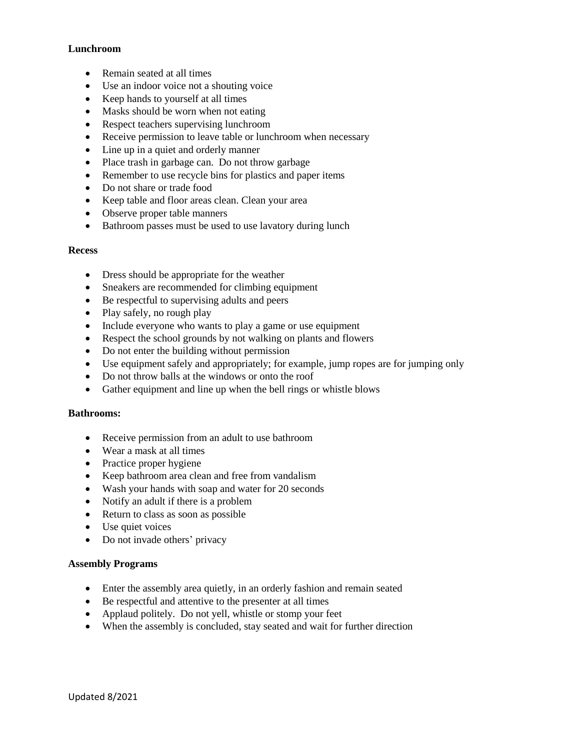**Lunchroom**

- Remain seated at all times
- Use an indoor voice not a shouting voice
- Keep hands to yourself at all times
- Masks should be worn when not eating
- Respect teachers supervising lunchroom
- Receive permission to leave table or lunchroom when necessary
- Line up in a quiet and orderly manner
- Place trash in garbage can.  Do not throw garbage
- Remember to use recycle bins for plastics and paper items
- Do not share or trade food
- Keep table and floor areas clean. Clean your area
- Observe proper table manners
- Bathroom passes must be used to use lavatory during lunch

**Recess**

- Dress should be appropriate for the weather
- Sneakers are recommended for climbing equipment
- Be respectful to supervising adults and peers
- Play safely, no rough play
- Include everyone who wants to play a game or use equipment
- Respect the school grounds by not walking on plants and flowers
- Do not enter the building without permission
- Use equipment safely and appropriately; for example, jump ropes are for jumping only
- Do not throw balls at the windows or onto the roof
- Gather equipment and line up when the bell rings or whistle blows

**Bathrooms:**

- Receive permission from an adult to use bathroom
- Wear a mask at all times
- Practice proper hygiene
- Keep bathroom area clean and free from vandalism
- Wash your hands with soap and water for 20 seconds
- Notify an adult if there is a problem
- Return to class as soon as possible
- Use quiet voices
- Do not invade others' privacy

**Assembly Programs**

- Enter the assembly area quietly, in an orderly fashion and remain seated
- Be respectful and attentive to the presenter at all times
- Applaud politely.  Do not yell, whistle or stomp your feet
- When the assembly is concluded, stay seated and wait for further direction

Updated 8/2021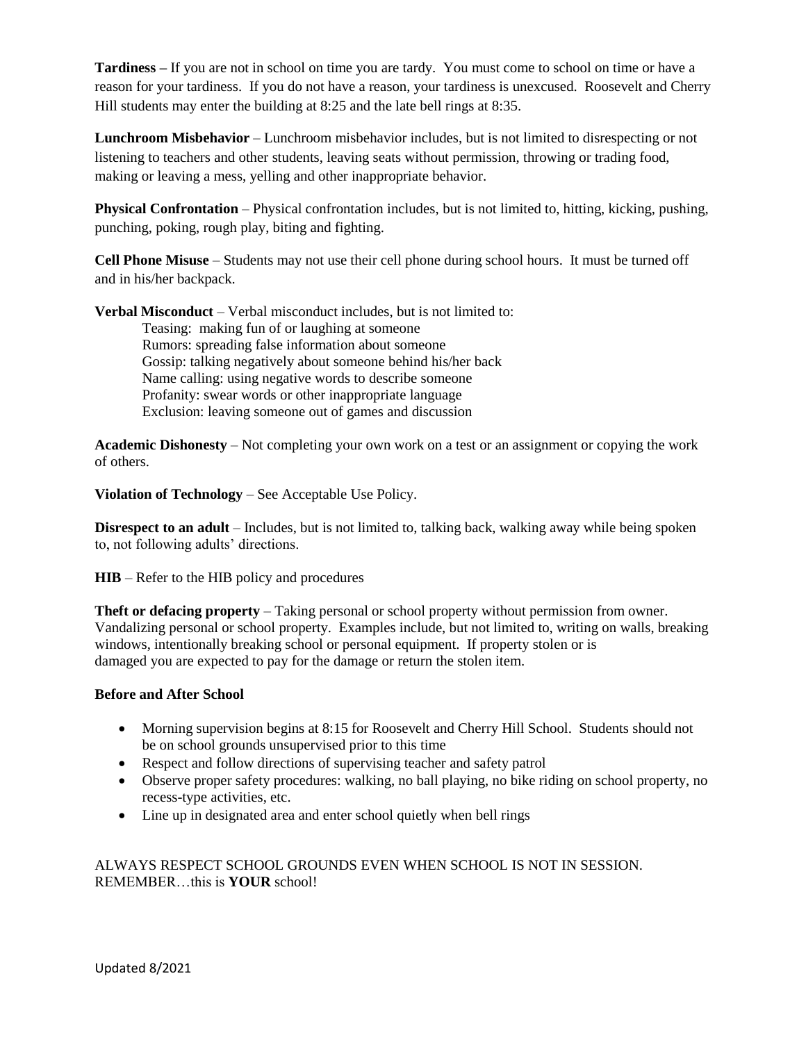**Tardiness –** If you are not in school on time you are tardy. You must come to school on time or have a reason for your tardiness. If you do not have a reason, your tardiness is unexcused. Roosevelt and Cherry Hill students may enter the building at 8:25 and the late bell rings at 8:35.

**Lunchroom Misbehavior** – Lunchroom misbehavior includes, but is not limited to disrespecting or not listening to teachers and other students, leaving seats without permission, throwing or trading food, making or leaving a mess, yelling and other inappropriate behavior.

**Physical Confrontation** – Physical confrontation includes, but is not limited to, hitting, kicking, pushing, punching, poking, rough play, biting and fighting.

**Cell Phone Misuse** – Students may not use their cell phone during school hours. It must be turned off and in his/her backpack.

**Verbal Misconduct** – Verbal misconduct includes, but is not limited to:

Teasing: making fun of or laughing at someone
Rumors: spreading false information about someone
Gossip: talking negatively about someone behind his/her back
Name calling: using negative words to describe someone
Profanity: swear words or other inappropriate language
Exclusion: leaving someone out of games and discussion

**Academic Dishonesty** – Not completing your own work on a test or an assignment or copying the work of others.

**Violation of Technology** – See Acceptable Use Policy.

**Disrespect to an adult** – Includes, but is not limited to, talking back, walking away while being spoken to, not following adults' directions.

**HIB** – Refer to the HIB policy and procedures

**Theft or defacing property** – Taking personal or school property without permission from owner. Vandalizing personal or school property. Examples include, but not limited to, writing on walls, breaking windows, intentionally breaking school or personal equipment. If property stolen or is damaged you are expected to pay for the damage or return the stolen item.

**Before and After School**

- Morning supervision begins at 8:15 for Roosevelt and Cherry Hill School. Students should not be on school grounds unsupervised prior to this time
- Respect and follow directions of supervising teacher and safety patrol
- Observe proper safety procedures: walking, no ball playing, no bike riding on school property, no recess-type activities, etc.
- Line up in designated area and enter school quietly when bell rings

ALWAYS RESPECT SCHOOL GROUNDS EVEN WHEN SCHOOL IS NOT IN SESSION. REMEMBER…this is **YOUR** school!

Updated 8/2021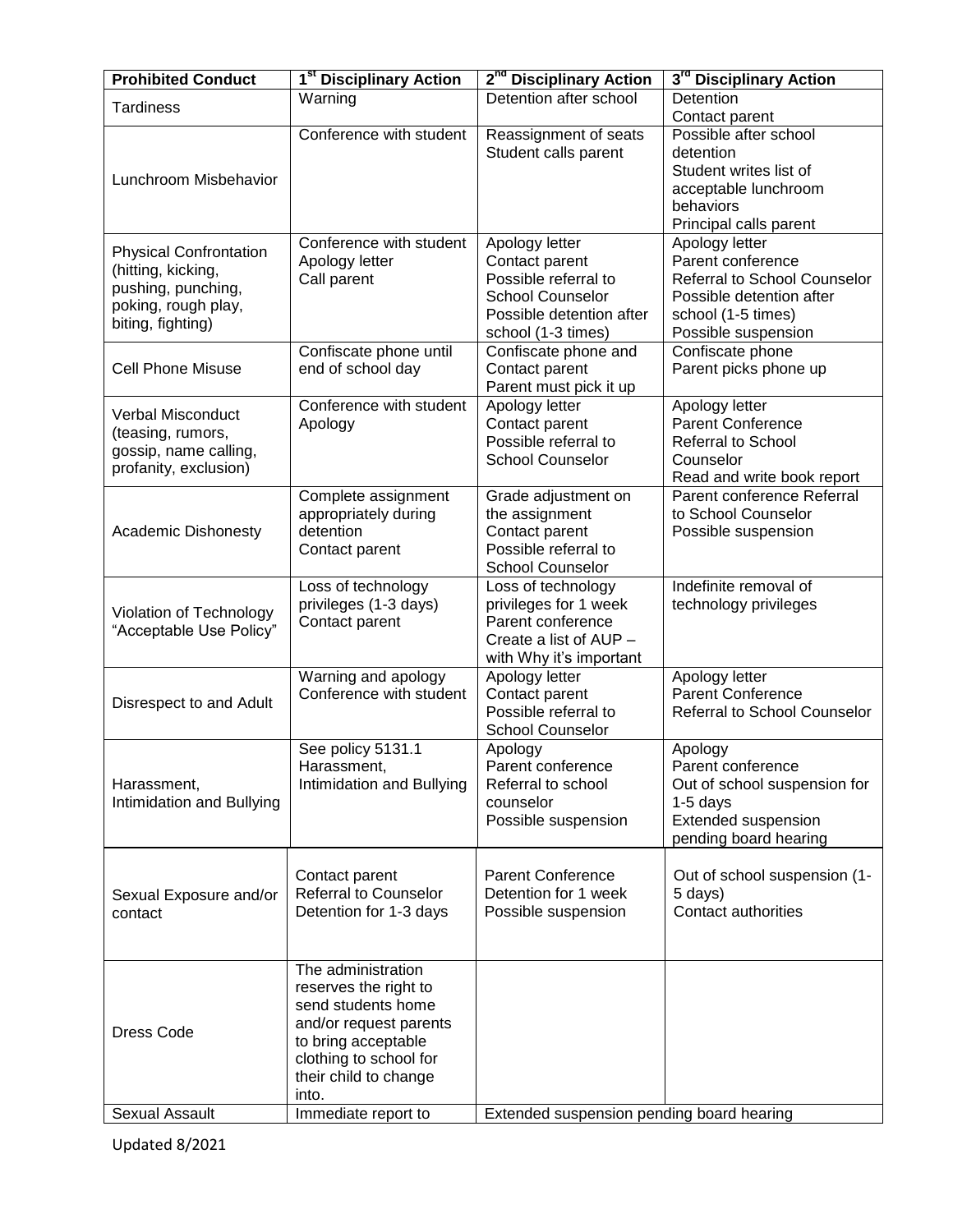| Prohibited Conduct | 1st Disciplinary Action | 2nd Disciplinary Action | 3rd Disciplinary Action |
|---|---|---|---|
| Tardiness | Warning | Detention after school | Detention<br>Contact parent |
| Lunchroom Misbehavior | Conference with student | Reassignment of seats<br>Student calls parent | Possible after school detention<br>Student writes list of acceptable lunchroom behaviors<br>Principal calls parent |
| Physical Confrontation (hitting, kicking, pushing, punching, poking, rough play, biting, fighting) | Conference with student<br>Apology letter<br>Call parent | Apology letter<br>Contact parent<br>Possible referral to School Counselor<br>Possible detention after school (1-3 times) | Apology letter<br>Parent conference<br>Referral to School Counselor<br>Possible detention after school (1-5 times)<br>Possible suspension |
| Cell Phone Misuse | Confiscate phone until end of school day | Confiscate phone and Contact parent<br>Parent must pick it up | Confiscate phone<br>Parent picks phone up |
| Verbal Misconduct (teasing, rumors, gossip, name calling, profanity, exclusion) | Conference with student<br>Apology | Apology letter<br>Contact parent<br>Possible referral to School Counselor | Apology letter<br>Parent Conference<br>Referral to School Counselor<br>Read and write book report |
| Academic Dishonesty | Complete assignment appropriately during detention<br>Contact parent | Grade adjustment on the assignment<br>Contact parent<br>Possible referral to School Counselor | Parent conference Referral to School Counselor<br>Possible suspension |
| Violation of Technology "Acceptable Use Policy" | Loss of technology privileges (1-3 days)<br>Contact parent | Loss of technology privileges for 1 week<br>Parent conference<br>Create a list of AUP – with Why it's important | Indefinite removal of technology privileges |
| Disrespect to and Adult | Warning and apology<br>Conference with student | Apology letter<br>Contact parent<br>Possible referral to School Counselor | Apology letter<br>Parent Conference<br>Referral to School Counselor |
| Harassment, Intimidation and Bullying | See policy 5131.1 Harassment, Intimidation and Bullying | Apology<br>Parent conference<br>Referral to school counselor<br>Possible suspension | Apology<br>Parent conference<br>Out of school suspension for 1-5 days<br>Extended suspension pending board hearing |
| Sexual Exposure and/or contact | Contact parent<br>Referral to Counselor<br>Detention for 1-3 days | Parent Conference<br>Detention for 1 week<br>Possible suspension | Out of school suspension (1-5 days)<br>Contact authorities |
| Dress Code | The administration reserves the right to send students home and/or request parents to bring acceptable clothing to school for their child to change into. | | |
| Sexual Assault | Immediate report to | Extended suspension pending board hearing | |

Updated 8/2021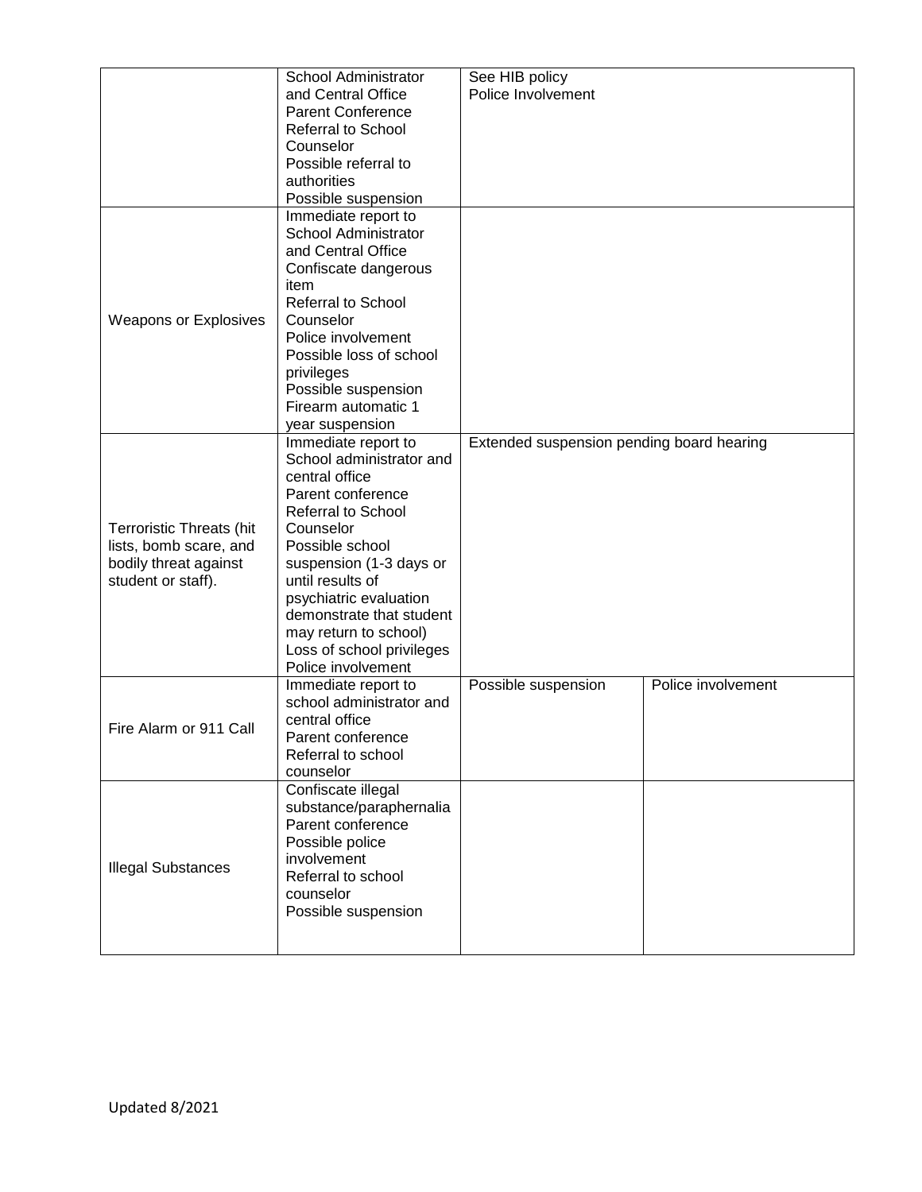| | | | |
|---|---|---|---|
| | School Administrator and Central Office<br>Parent Conference<br>Referral to School Counselor<br>Possible referral to authorities<br>Possible suspension | See HIB policy<br>Police Involvement | |
| Weapons or Explosives | Immediate report to School Administrator and Central Office<br>Confiscate dangerous item<br>Referral to School Counselor<br>Police involvement<br>Possible loss of school privileges<br>Possible suspension<br>Firearm automatic 1 year suspension | | |
| Terroristic Threats (hit lists, bomb scare, and bodily threat against student or staff). | Immediate report to School administrator and central office<br>Parent conference<br>Referral to School Counselor<br>Possible school suspension (1-3 days or until results of psychiatric evaluation demonstrate that student may return to school)<br>Loss of school privileges<br>Police involvement | Extended suspension pending board hearing | |
| Fire Alarm or 911 Call | Immediate report to school administrator and central office<br>Parent conference<br>Referral to school counselor | Possible suspension | Police involvement |
| Illegal Substances | Confiscate illegal substance/paraphernalia<br>Parent conference<br>Possible police involvement<br>Referral to school counselor<br>Possible suspension | | |

Updated 8/2021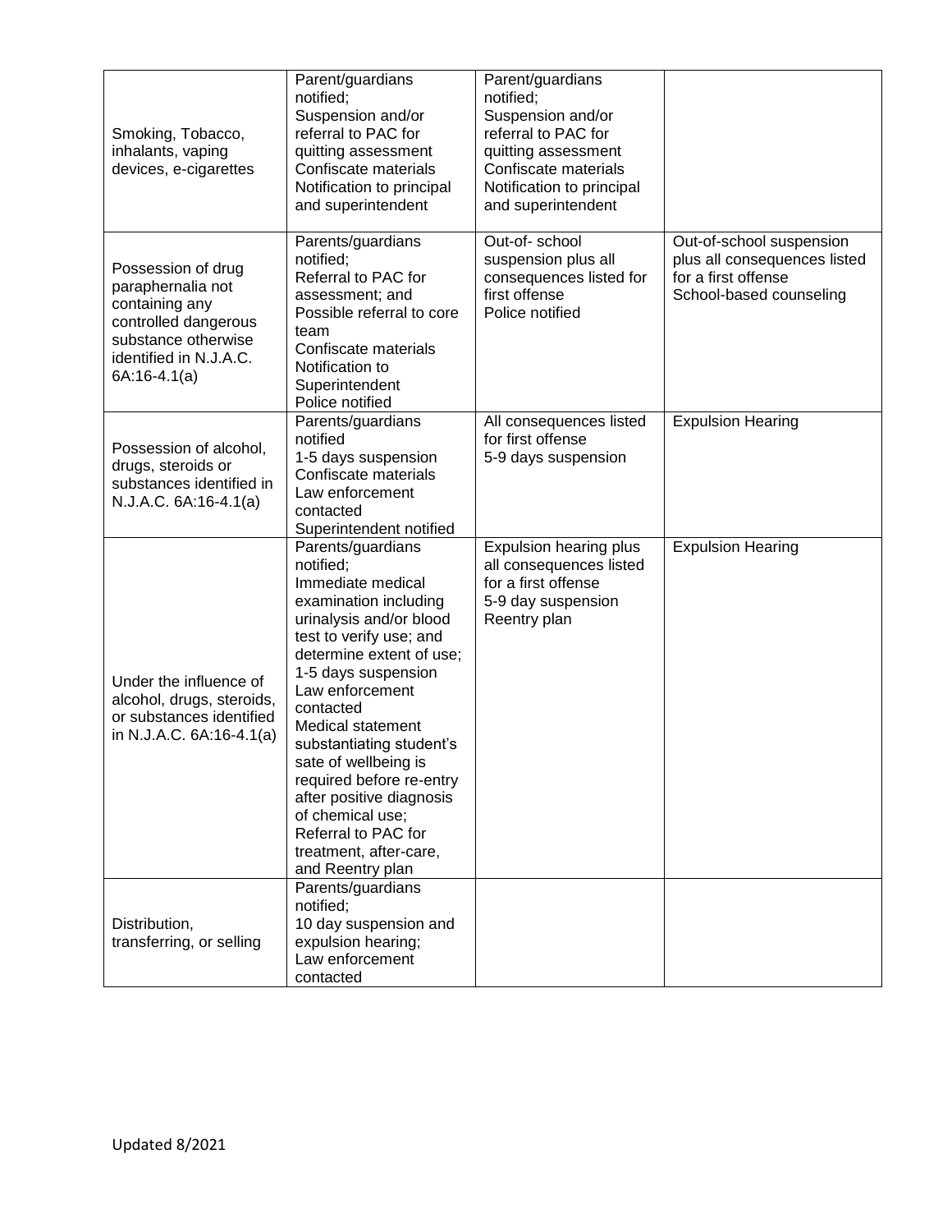| | | | |
|---|---|---|---|
| Smoking, Tobacco, inhalants, vaping devices, e-cigarettes | Parent/guardians notified;<br>Suspension and/or referral to PAC for quitting assessment<br>Confiscate materials<br>Notification to principal and superintendent | Parent/guardians notified;<br>Suspension and/or referral to PAC for quitting assessment<br>Confiscate materials<br>Notification to principal and superintendent | |
| Possession of drug paraphernalia not containing any controlled dangerous substance otherwise identified in N.J.A.C. 6A:16-4.1(a) | Parents/guardians notified;<br>Referral to PAC for assessment; and<br>Possible referral to core team<br>Confiscate materials<br>Notification to Superintendent<br>Police notified | Out-of- school suspension plus all consequences listed for first offense<br>Police notified | Out-of-school suspension plus all consequences listed for a first offense<br>School-based counseling |
| Possession of alcohol, drugs, steroids or substances identified in N.J.A.C. 6A:16-4.1(a) | Parents/guardians notified<br>1-5 days suspension<br>Confiscate materials<br>Law enforcement contacted<br>Superintendent notified | All consequences listed for first offense<br>5-9 days suspension | Expulsion Hearing |
| Under the influence of alcohol, drugs, steroids, or substances identified in N.J.A.C. 6A:16-4.1(a) | Parents/guardians notified;<br>Immediate medical examination including urinalysis and/or blood test to verify use; and determine extent of use;<br>1-5 days suspension<br>Law enforcement contacted<br>Medical statement substantiating student's sate of wellbeing is required before re-entry after positive diagnosis of chemical use;<br>Referral to PAC for treatment, after-care, and Reentry plan | Expulsion hearing plus all consequences listed for a first offense<br>5-9 day suspension<br>Reentry plan | Expulsion Hearing |
| Distribution, transferring, or selling | Parents/guardians notified;<br>10 day suspension and expulsion hearing;<br>Law enforcement contacted | | |

Updated 8/2021